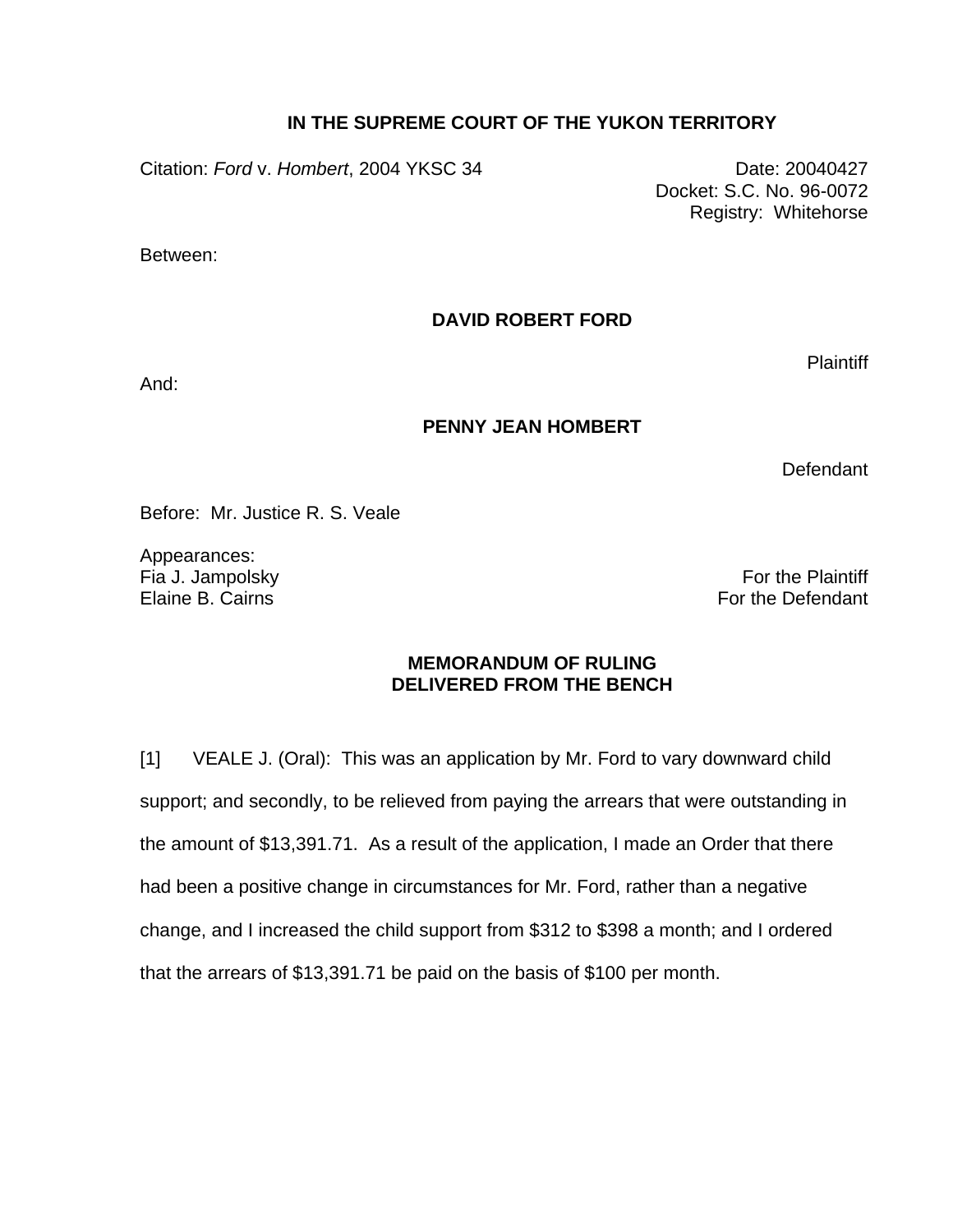**IN THE SUPREME COURT OF THE YUKON TERRITORY**

Citation: *Ford* v. *Hombert*, 2004 YKSC 34

Date: 20040427
Docket: S.C. No. 96-0072
Registry: Whitehorse

Between:

**DAVID ROBERT FORD**

Plaintiff

And:

**PENNY JEAN HOMBERT**

Defendant

Before: Mr. Justice R. S. Veale

Appearances:

| | |
|---|---|
| Fia J. Jampolsky | For the Plaintiff |
| Elaine B. Cairns | For the Defendant |

**MEMORANDUM OF RULING**
**DELIVERED FROM THE BENCH**

[1] VEALE J. (Oral): This was an application by Mr. Ford to vary downward child support; and secondly, to be relieved from paying the arrears that were outstanding in the amount of $13,391.71. As a result of the application, I made an Order that there had been a positive change in circumstances for Mr. Ford, rather than a negative change, and I increased the child support from $312 to $398 a month; and I ordered that the arrears of $13,391.71 be paid on the basis of $100 per month.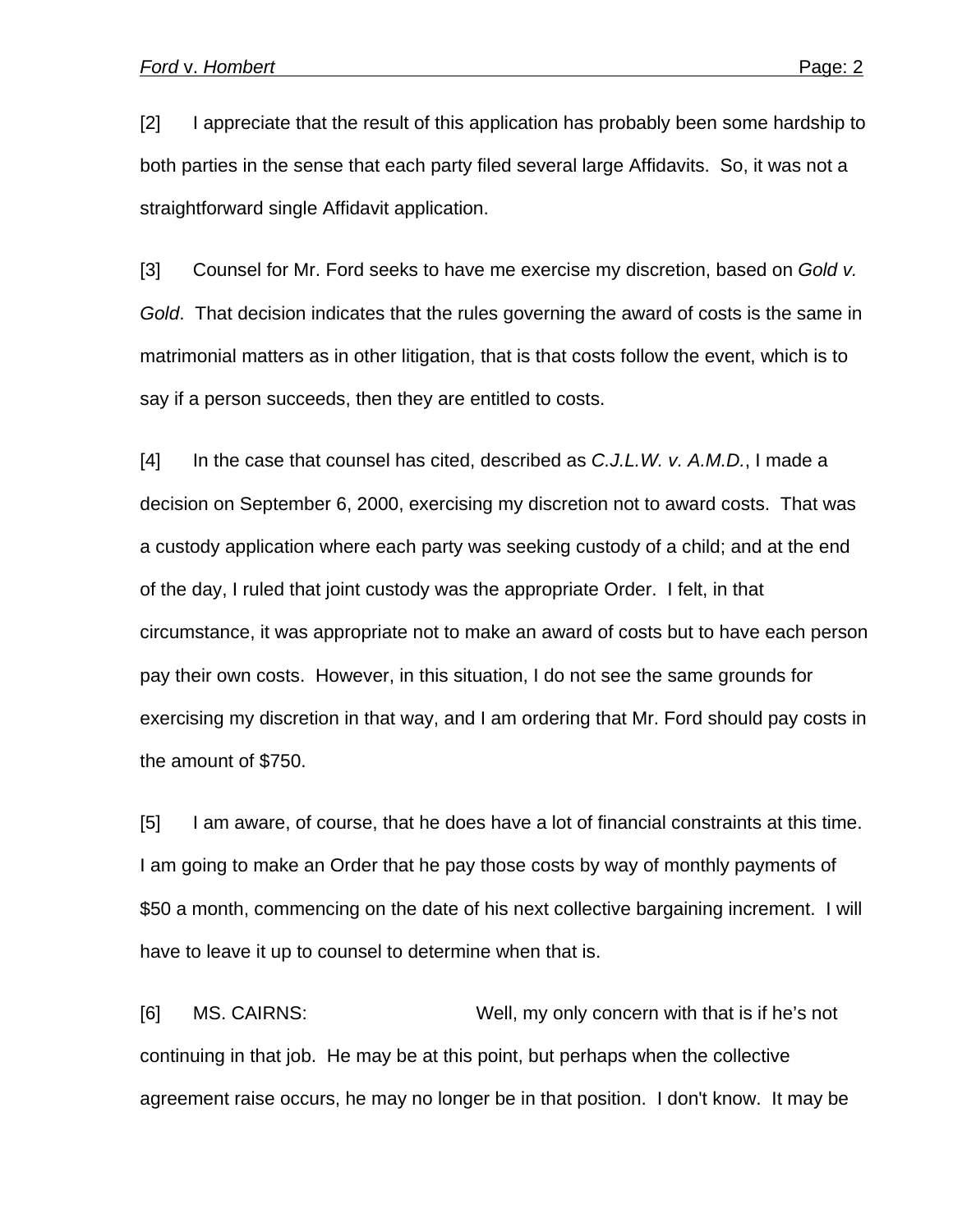[2] I appreciate that the result of this application has probably been some hardship to both parties in the sense that each party filed several large Affidavits. So, it was not a straightforward single Affidavit application.

[3] Counsel for Mr. Ford seeks to have me exercise my discretion, based on *Gold v. Gold*. That decision indicates that the rules governing the award of costs is the same in matrimonial matters as in other litigation, that is that costs follow the event, which is to say if a person succeeds, then they are entitled to costs.

[4] In the case that counsel has cited, described as *C.J.L.W. v. A.M.D.*, I made a decision on September 6, 2000, exercising my discretion not to award costs. That was a custody application where each party was seeking custody of a child; and at the end of the day, I ruled that joint custody was the appropriate Order. I felt, in that circumstance, it was appropriate not to make an award of costs but to have each person pay their own costs. However, in this situation, I do not see the same grounds for exercising my discretion in that way, and I am ordering that Mr. Ford should pay costs in the amount of $750.

[5] I am aware, of course, that he does have a lot of financial constraints at this time. I am going to make an Order that he pay those costs by way of monthly payments of $50 a month, commencing on the date of his next collective bargaining increment. I will have to leave it up to counsel to determine when that is.

[6] MS. CAIRNS: Well, my only concern with that is if he's not continuing in that job. He may be at this point, but perhaps when the collective agreement raise occurs, he may no longer be in that position. I don't know. It may be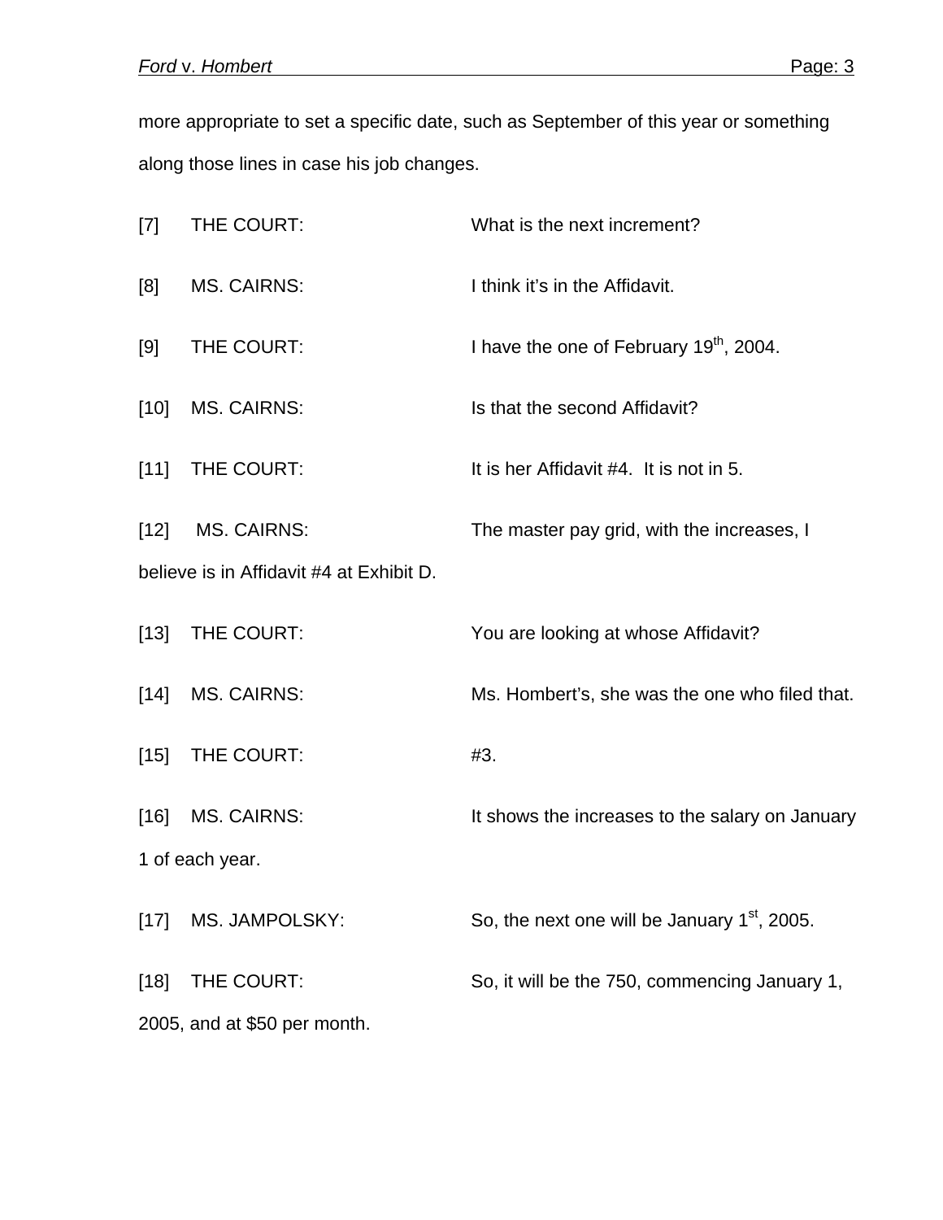more appropriate to set a specific date, such as September of this year or something along those lines in case his job changes.

[7] THE COURT: What is the next increment?

[8] MS. CAIRNS: I think it's in the Affidavit.

[9] THE COURT: I have the one of February 19th, 2004.

[10] MS. CAIRNS: Is that the second Affidavit?

[11] THE COURT: It is her Affidavit #4. It is not in 5.

[12] MS. CAIRNS: The master pay grid, with the increases, I believe is in Affidavit #4 at Exhibit D.

[13] THE COURT: You are looking at whose Affidavit?

[14] MS. CAIRNS: Ms. Hombert's, she was the one who filed that.

[15] THE COURT: #3.

[16] MS. CAIRNS: It shows the increases to the salary on January 1 of each year.

[17] MS. JAMPOLSKY: So, the next one will be January 1st, 2005.

[18] THE COURT: So, it will be the 750, commencing January 1, 2005, and at $50 per month.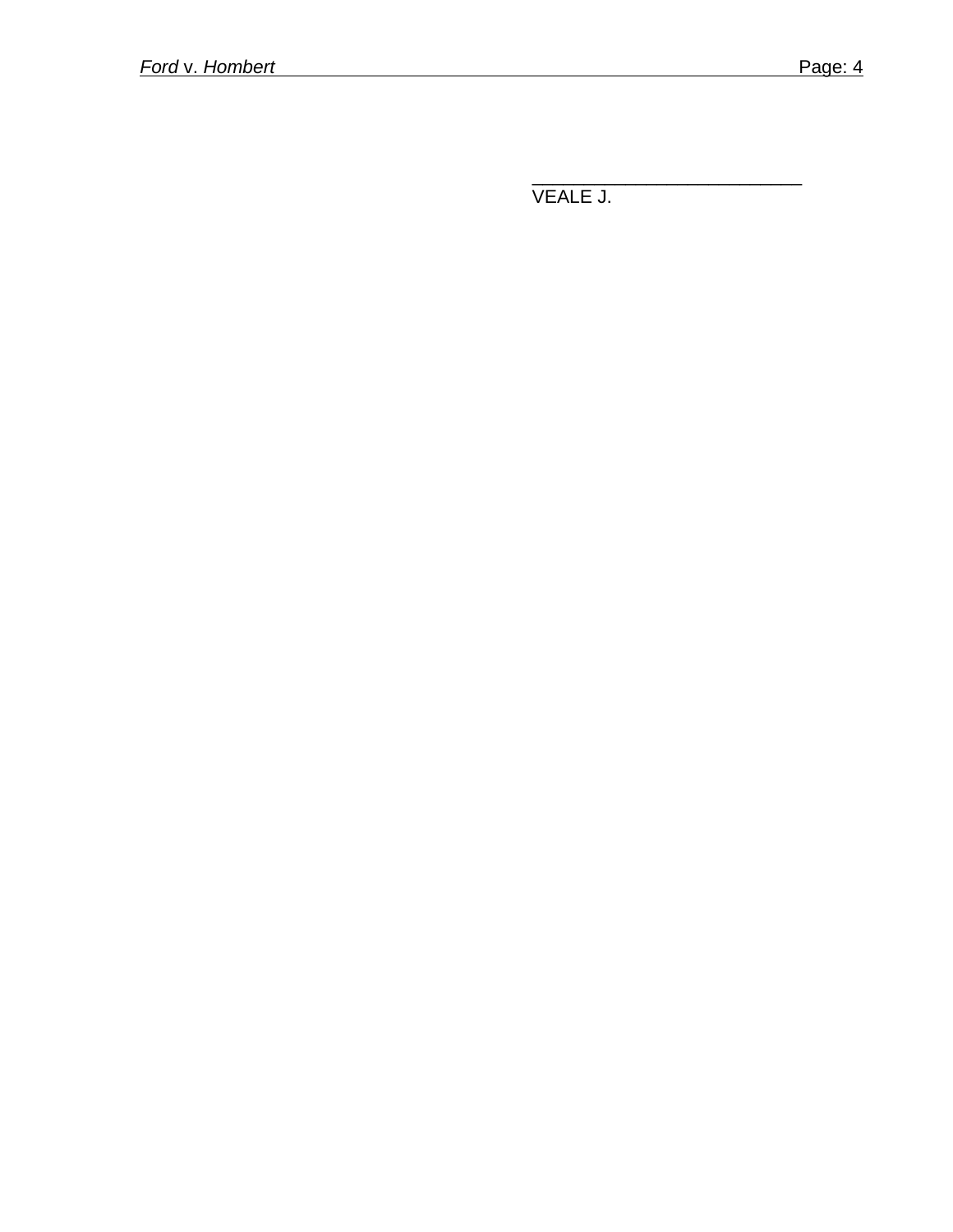___________________________
VEALE J.